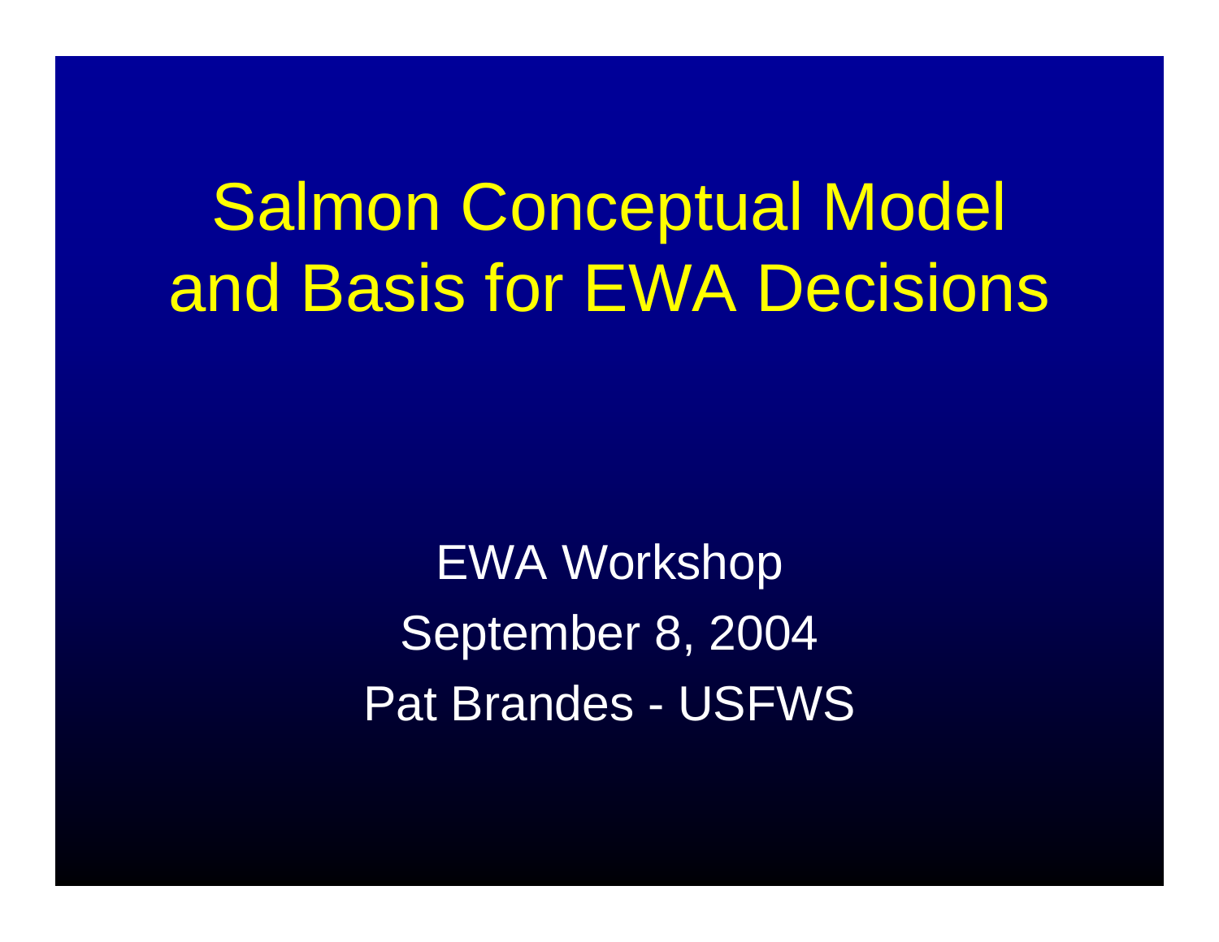# Salmon Conceptual Model and Basis for EWA Decisions

EWA Workshop

September 8, 2004

Pat Brandes - USFWS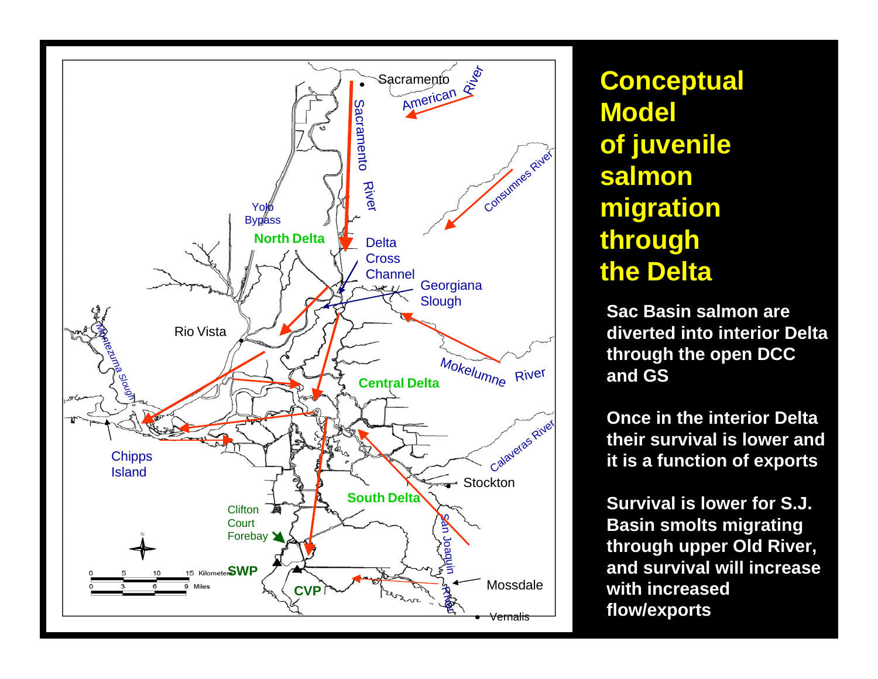# Conceptual Model of juvenile salmon migration through the Delta

Sac Basin salmon are diverted into interior Delta through the open DCC and GS

Once in the interior Delta their survival is lower and it is a function of exports

Survival is lower for S.J. Basin smolts migrating through upper Old River, and survival will increase with increased flow/exports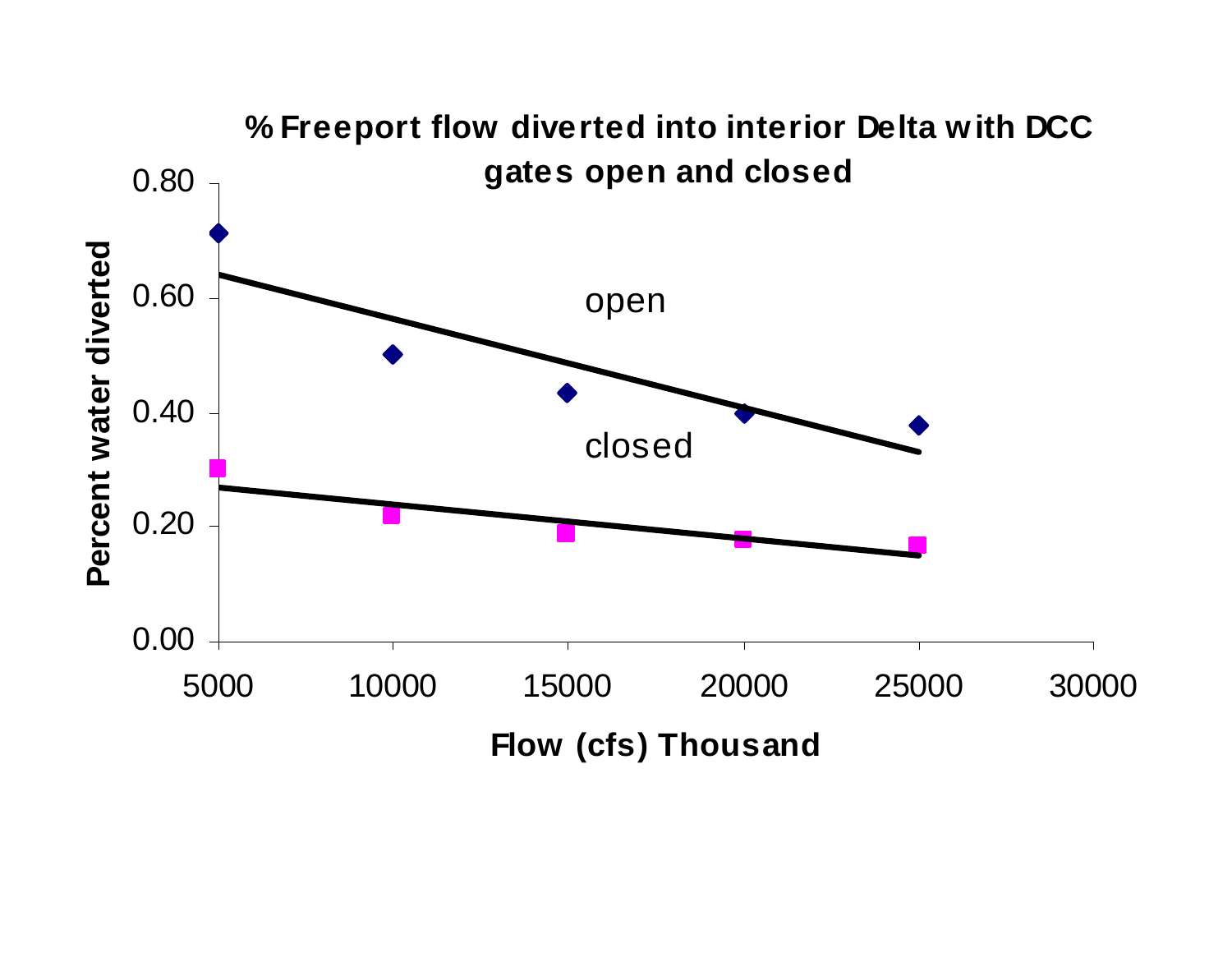**% Freeport flow diverted into interior Delta with DCC gates open and closed**

Percent water diverted

open

closed

Flow (cfs) Thousand

0.00
0.20
0.40
0.60
0.80

5000 10000 15000 20000 25000 30000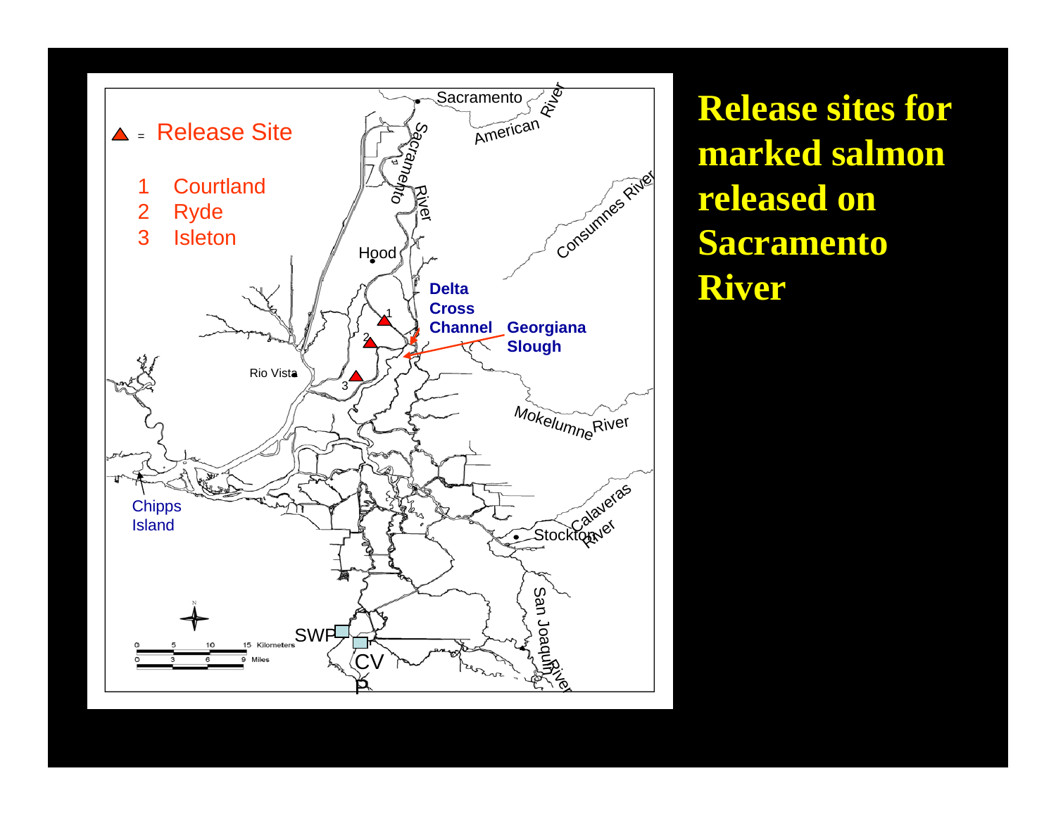# Release sites for marked salmon released on Sacramento River

▲ = Release Site

1 Courtland
2 Ryde
3 Isleton

Sacramento, American River, Sacramento River, Consumnes River, Hood, Delta Cross Channel, Georgiana Slough, Rio Vista, Mokelumne River, Chipps Island, Stockton, Calaveras River, San Joaquin River, SWP, CVP

0 5 10 15 Kilometers
0 3 6 9 Miles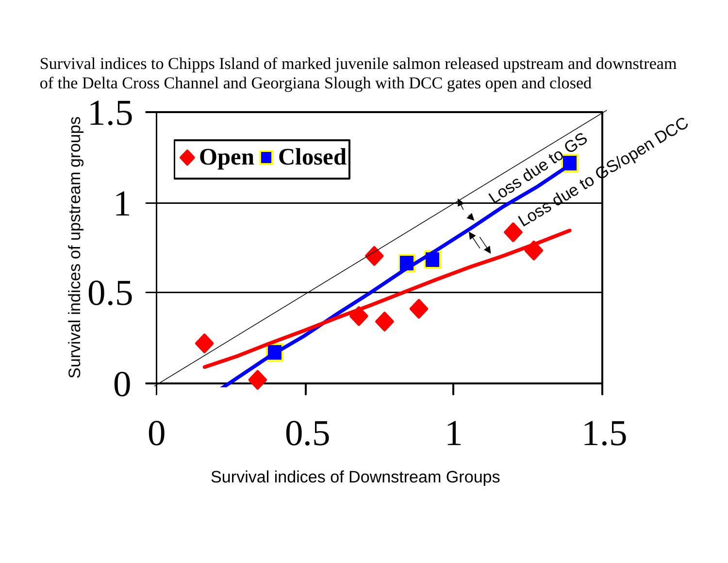Survival indices to Chipps Island of marked juvenile salmon released upstream and downstream of the Delta Cross Channel and Georgiana Slough with DCC gates open and closed

| Legend | |
|---|---|
| ◆ Open | ■ Closed |

Survival indices of upstream groups (y-axis: 0, 0.5, 1, 1.5)

Survival indices of Downstream Groups (x-axis: 0, 0.5, 1, 1.5)

Loss due to GS

Loss due to GS/open DCC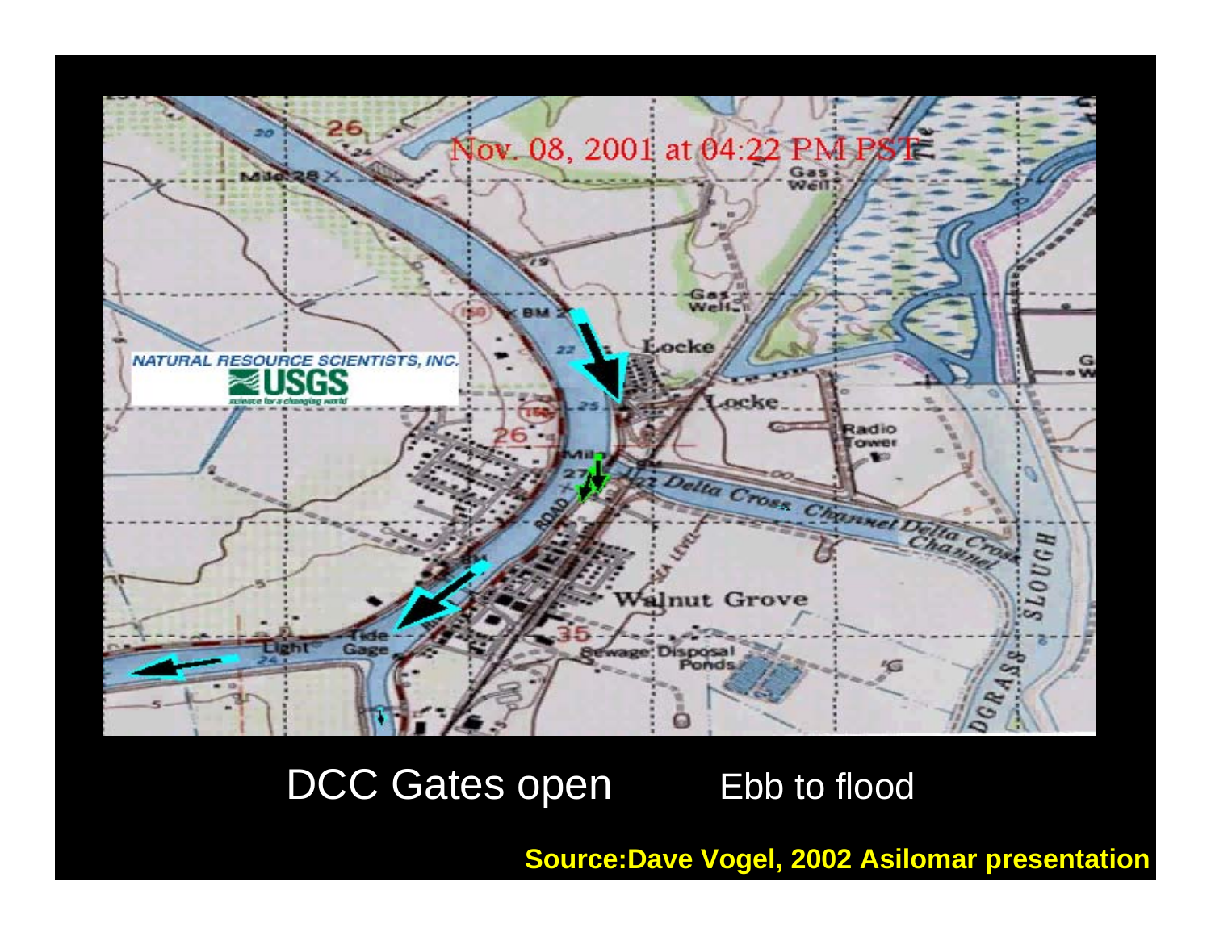Nov. 08, 2001 at 04:22 PM PST

DCC Gates open    Ebb to flood

**Source:Dave Vogel, 2002 Asilomar presentation**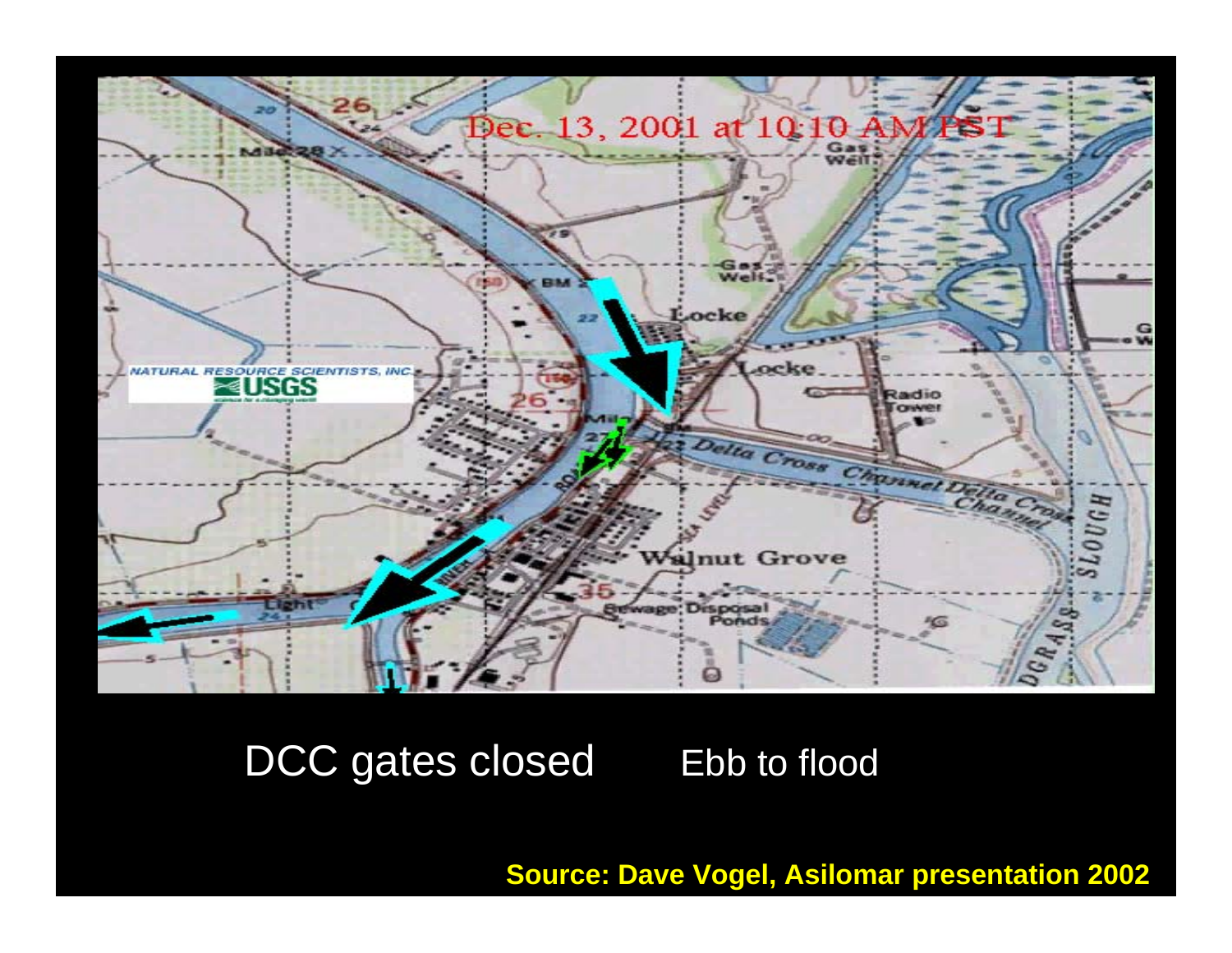Dec. 13, 2001 at 10:10 AM PST

DCC gates closed    Ebb to flood

**Source: Dave Vogel, Asilomar presentation 2002**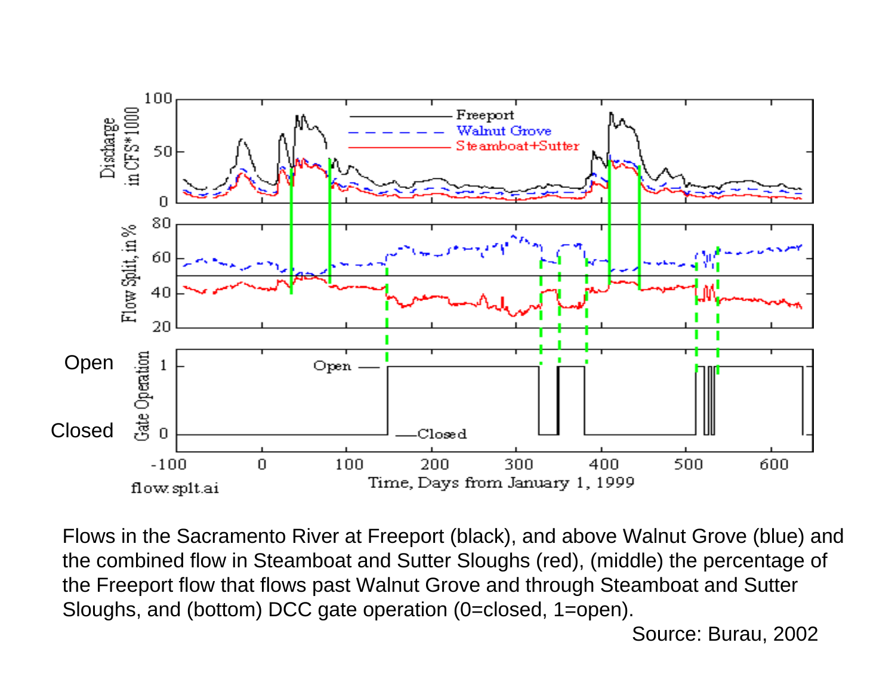Open

Closed

Flows in the Sacramento River at Freeport (black), and above Walnut Grove (blue) and the combined flow in Steamboat and Sutter Sloughs (red), (middle) the percentage of the Freeport flow that flows past Walnut Grove and through Steamboat and Sutter Sloughs, and (bottom) DCC gate operation (0=closed, 1=open).

Source: Burau, 2002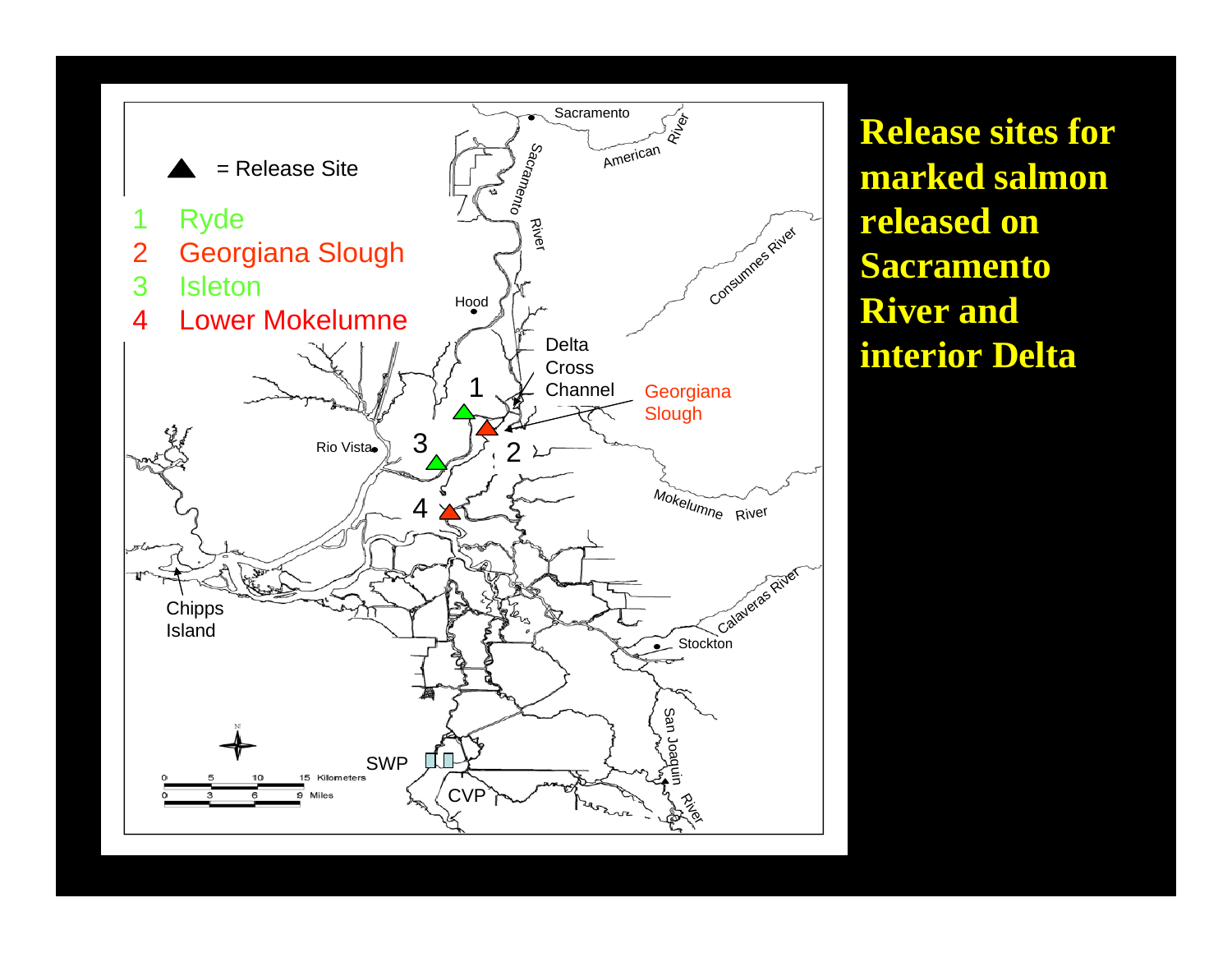# Release sites for marked salmon released on Sacramento River and interior Delta

= Release Site

1 Ryde
2 Georgiana Slough
3 Isleton
4 Lower Mokelumne

Sacramento

American River

Sacramento River

Consumnes River

Hood

Delta Cross Channel

Georgiana Slough

Rio Vista

Mokelumne River

Calaveras River

Stockton

Chipps Island

San Joaquin River

SWP

CVP

0 5 10 15 Kilometers

0 3 6 9 Miles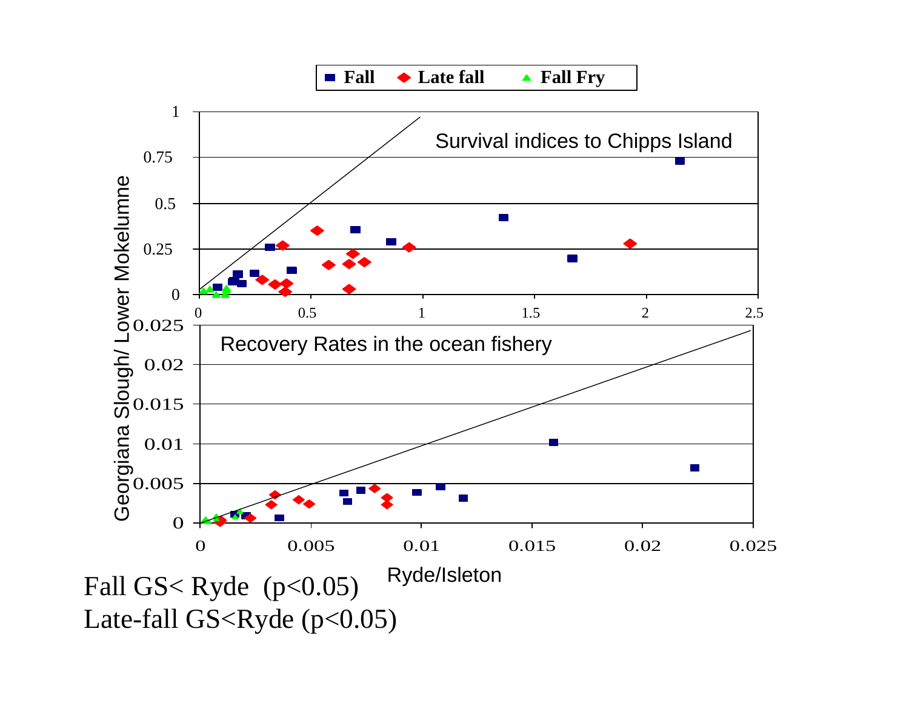Fall GS< Ryde ($p<0.05$)

Late-fall GS<Ryde ($p<0.05$)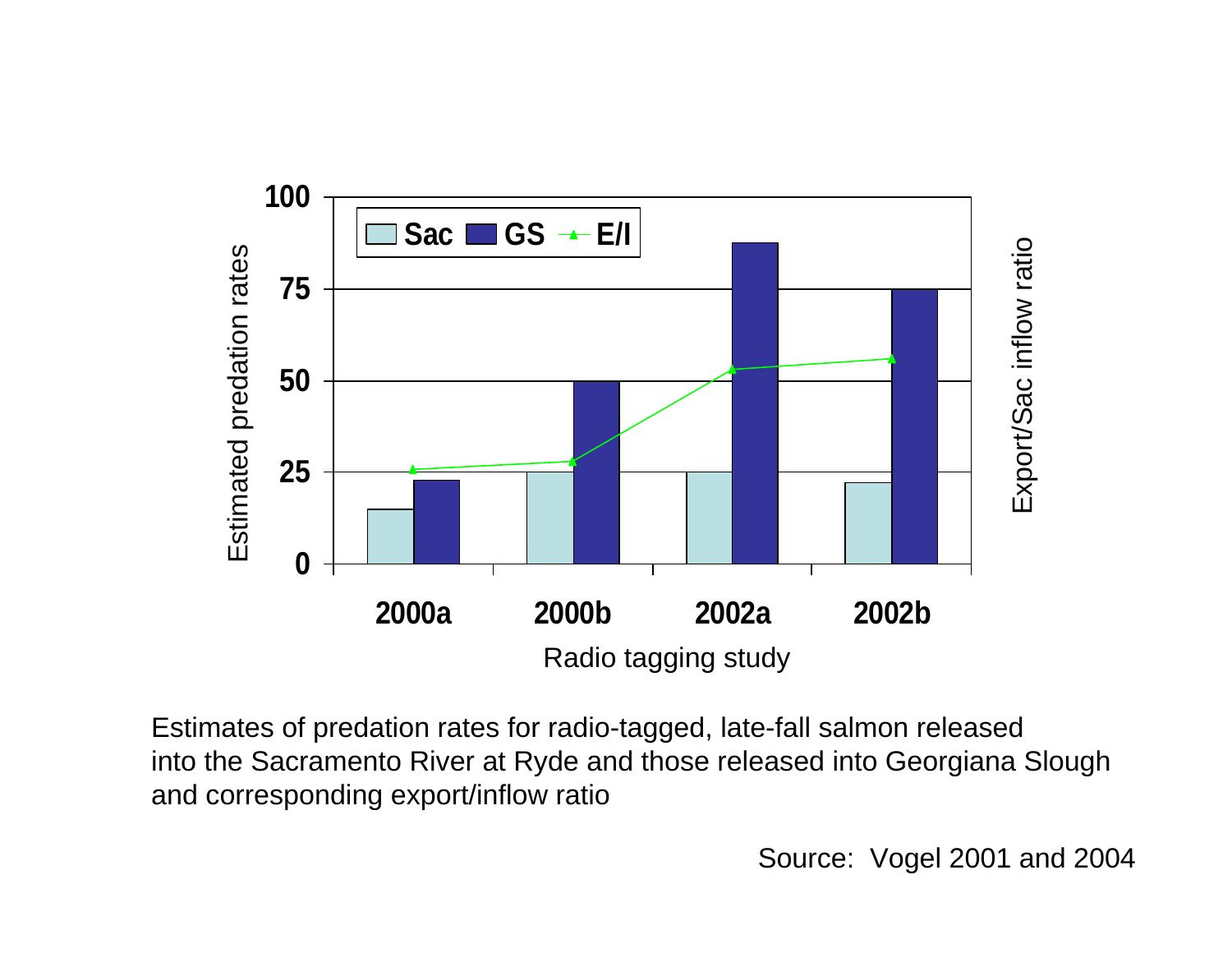Estimates of predation rates for radio-tagged, late-fall salmon released into the Sacramento River at Ryde and those released into Georgiana Slough and corresponding export/inflow ratio

Source: Vogel 2001 and 2004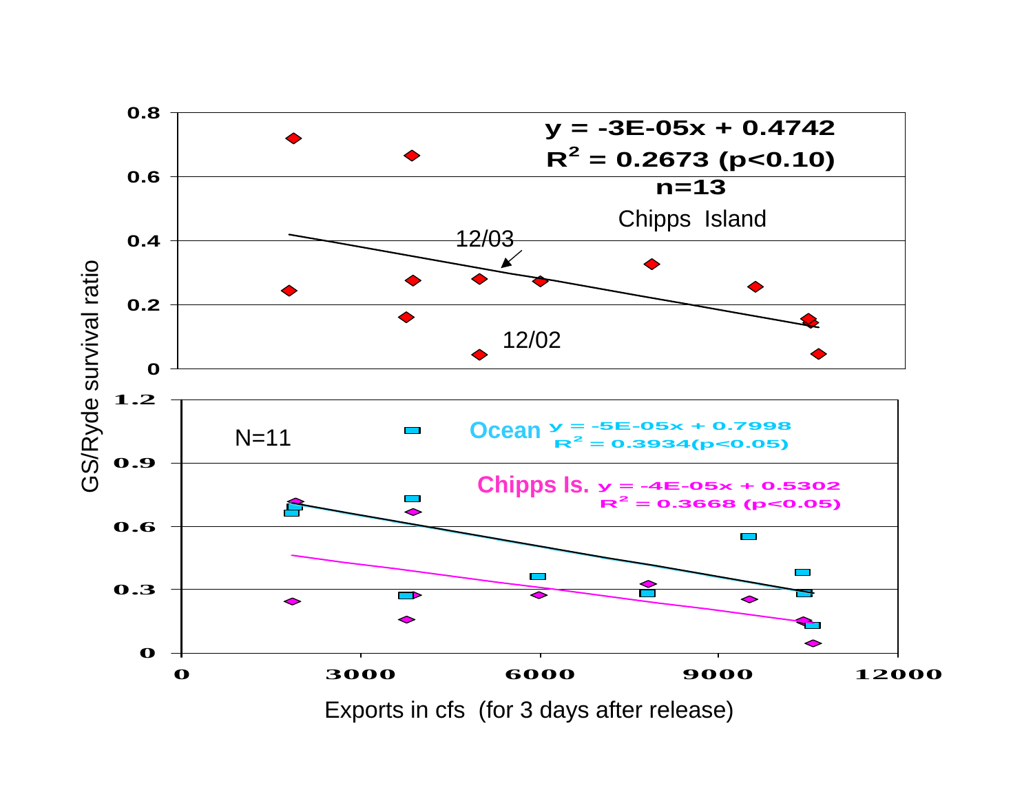**Chipps Island**

$y = -3E\text{-}05x + 0.4742$

$R^2 = 0.2673$ ($p<0.10$)

n=13

12/03

12/02

**Ocean** $y = -5E\text{-}05x + 0.7998$

$R^2 = 0.3934$ ($p<0.05$)

**Chipps Is.** $y = -4E\text{-}05x + 0.5302$

$R^2 = 0.3668$ ($p<0.05$)

N=11

GS/Ryde survival ratio

Exports in cfs (for 3 days after release)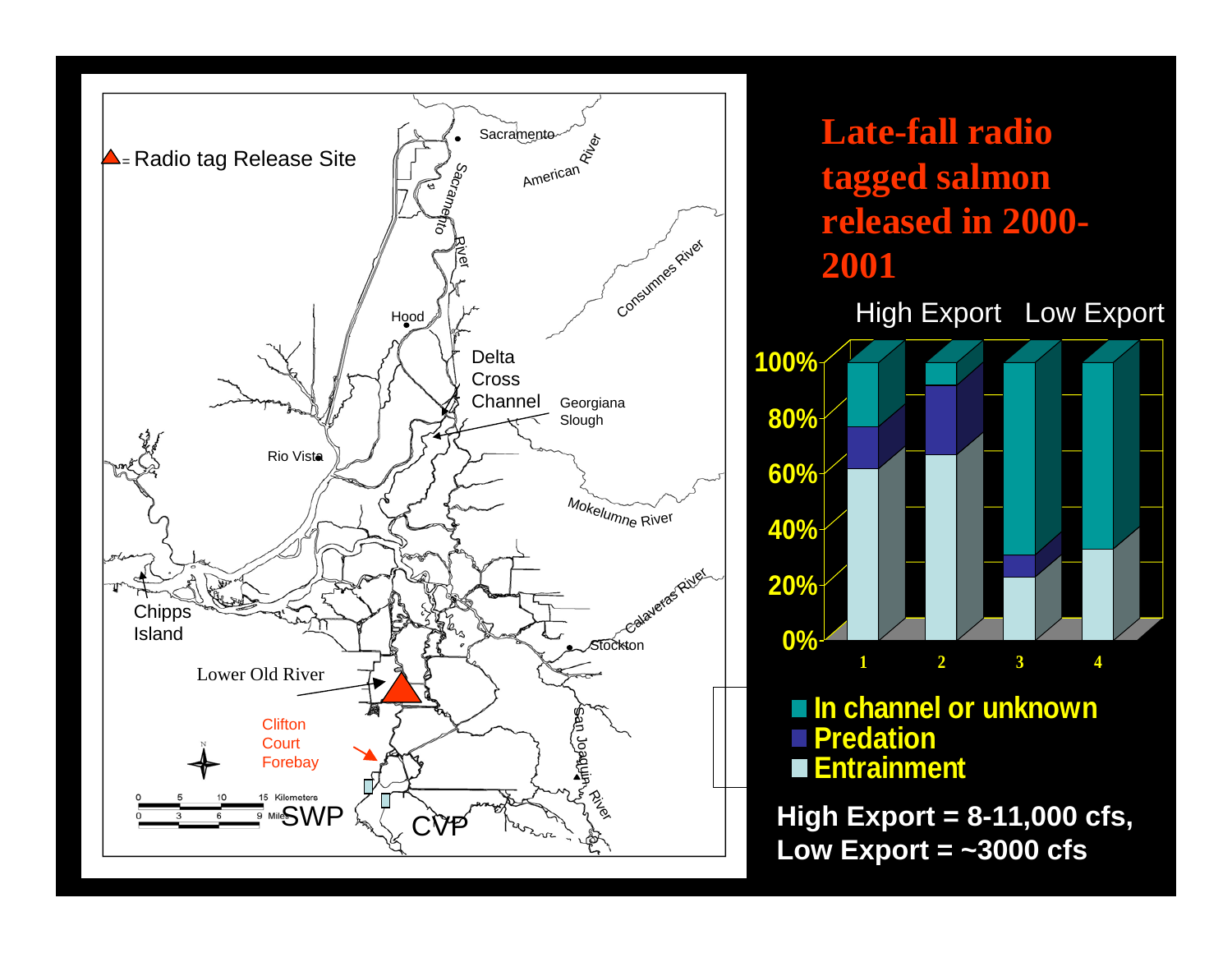# Late-fall radio tagged salmon released in 2000-2001

High Export    Low Export

- In channel or unknown
- Predation
- Entrainment

**High Export = 8-11,000 cfs, Low Export = ~3000 cfs**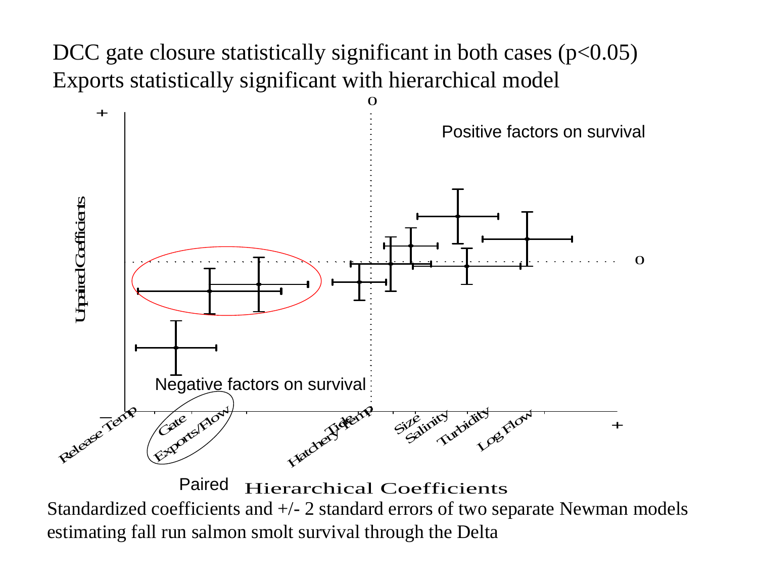DCC gate closure statistically significant in both cases ($p<0.05$)
Exports statistically significant with hierarchical model

Positive factors on survival

Negative factors on survival

Unpaired Coefficients

Release Temp, Gate, Exports/Flow, Tide, Hatchery Temp, Size, Salinity, Turbidity, Log Flow

Paired

Hierarchical Coefficients

Standardized coefficients and +/- 2 standard errors of two separate Newman models estimating fall run salmon smolt survival through the Delta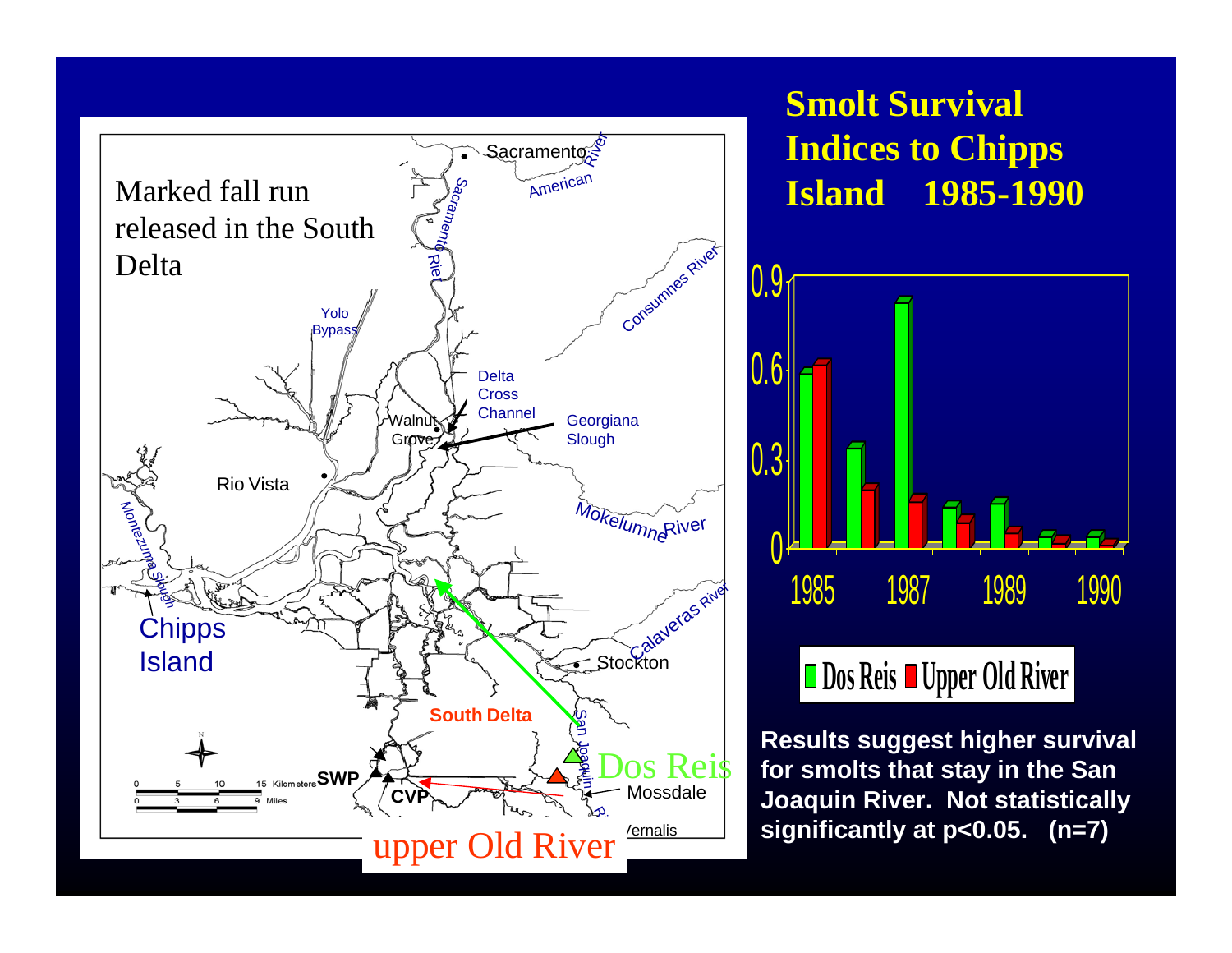# Smolt Survival Indices to Chipps Island 1985-1990

Marked fall run released in the South Delta

Results suggest higher survival for smolts that stay in the San Joaquin River. Not statistically significantly at $p<0.05$. (n=7)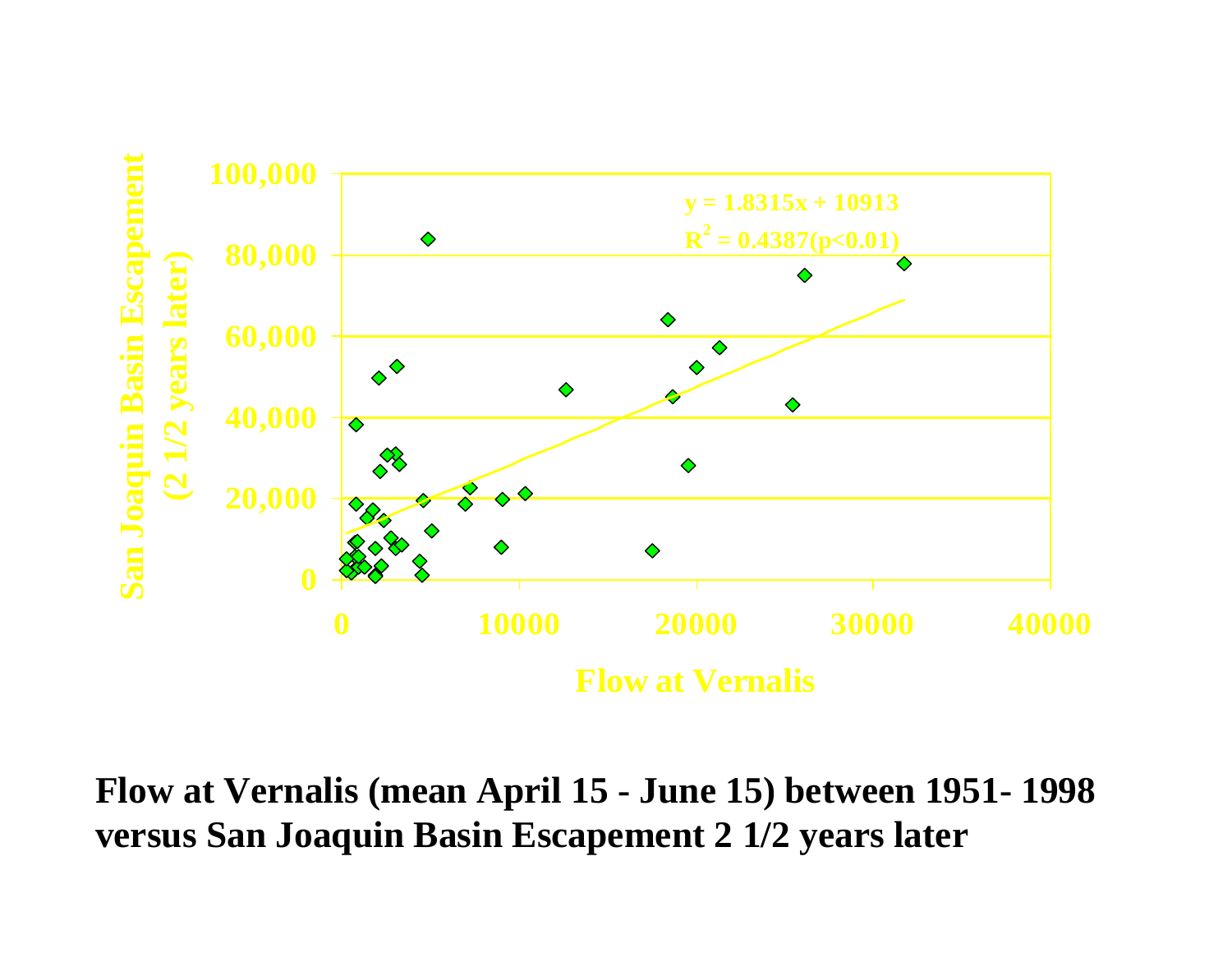y = 1.8315x + 10913

$R^2 = 0.4387 (p<0.01)$

San Joaquin Basin Escapement (2 1/2 years later)

100,000
80,000
60,000
40,000
20,000
0

0 10000 20000 30000 40000

Flow at Vernalis

**Flow at Vernalis (mean April 15 - June 15) between 1951- 1998 versus San Joaquin Basin Escapement 2 1/2 years later**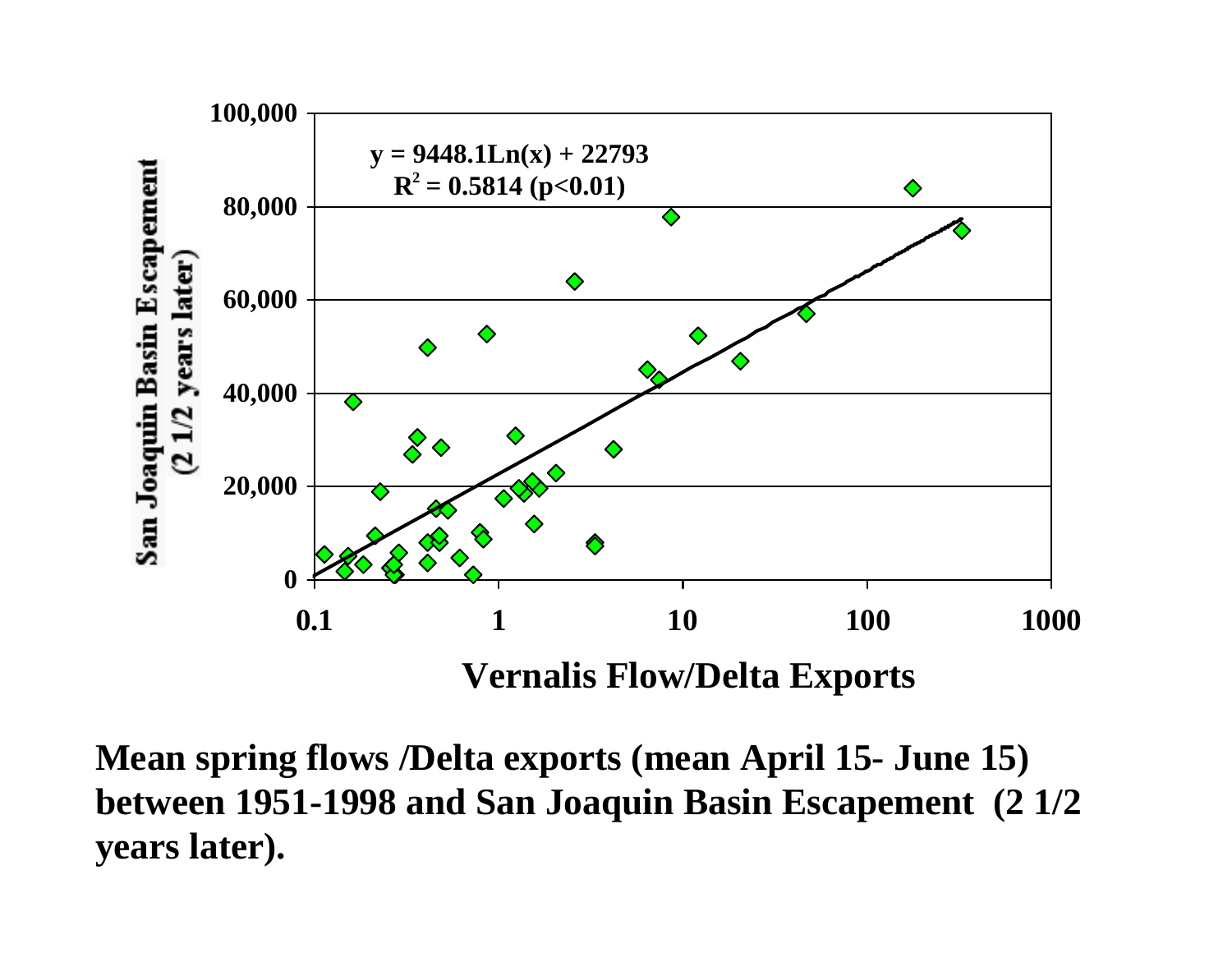y = 9448.1Ln(x) + 22793
$R^2 = 0.5814$ ($p<0.01$)

San Joaquin Basin Escapement (2 1/2 years later)

Vernalis Flow/Delta Exports

**Mean spring flows /Delta exports (mean April 15- June 15) between 1951-1998 and San Joaquin Basin Escapement (2 1/2 years later).**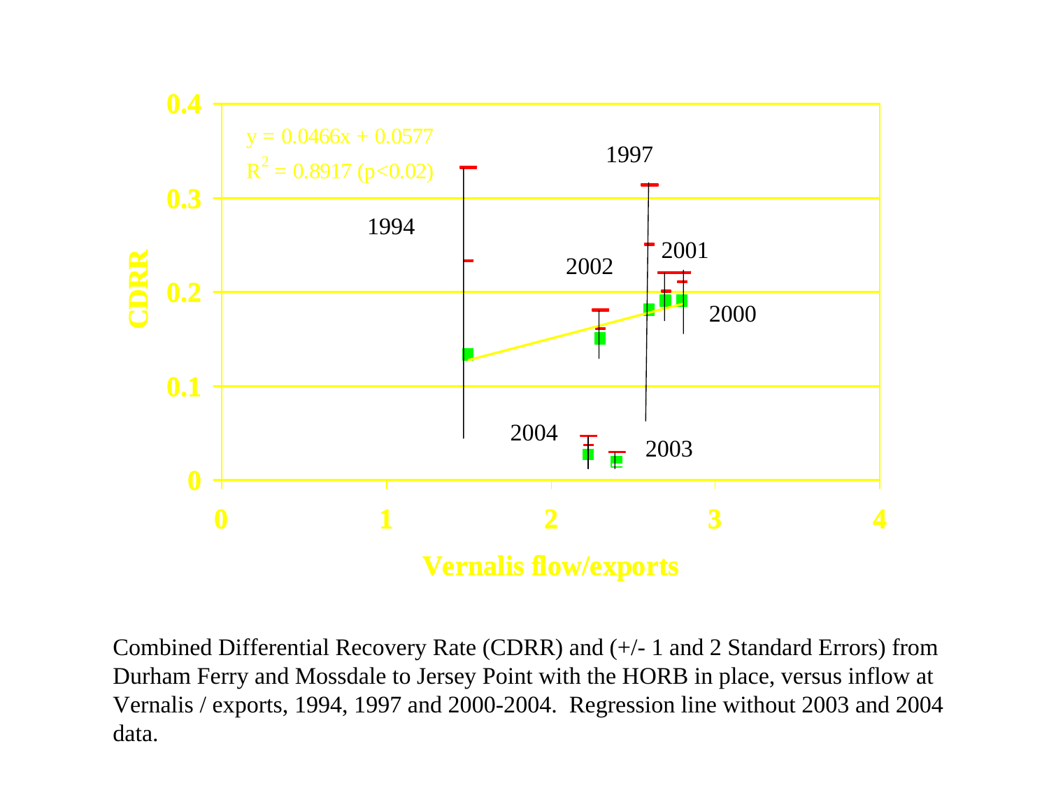y = 0.0466x + 0.0577

$R^2$ = 0.8917 ($p<0.02$)

CDRR

Vernalis flow/exports

1994

1997

2001

2002

2000

2004

2003

Combined Differential Recovery Rate (CDRR) and (+/- 1 and 2 Standard Errors) from Durham Ferry and Mossdale to Jersey Point with the HORB in place, versus inflow at Vernalis / exports, 1994, 1997 and 2000-2004. Regression line without 2003 and 2004 data.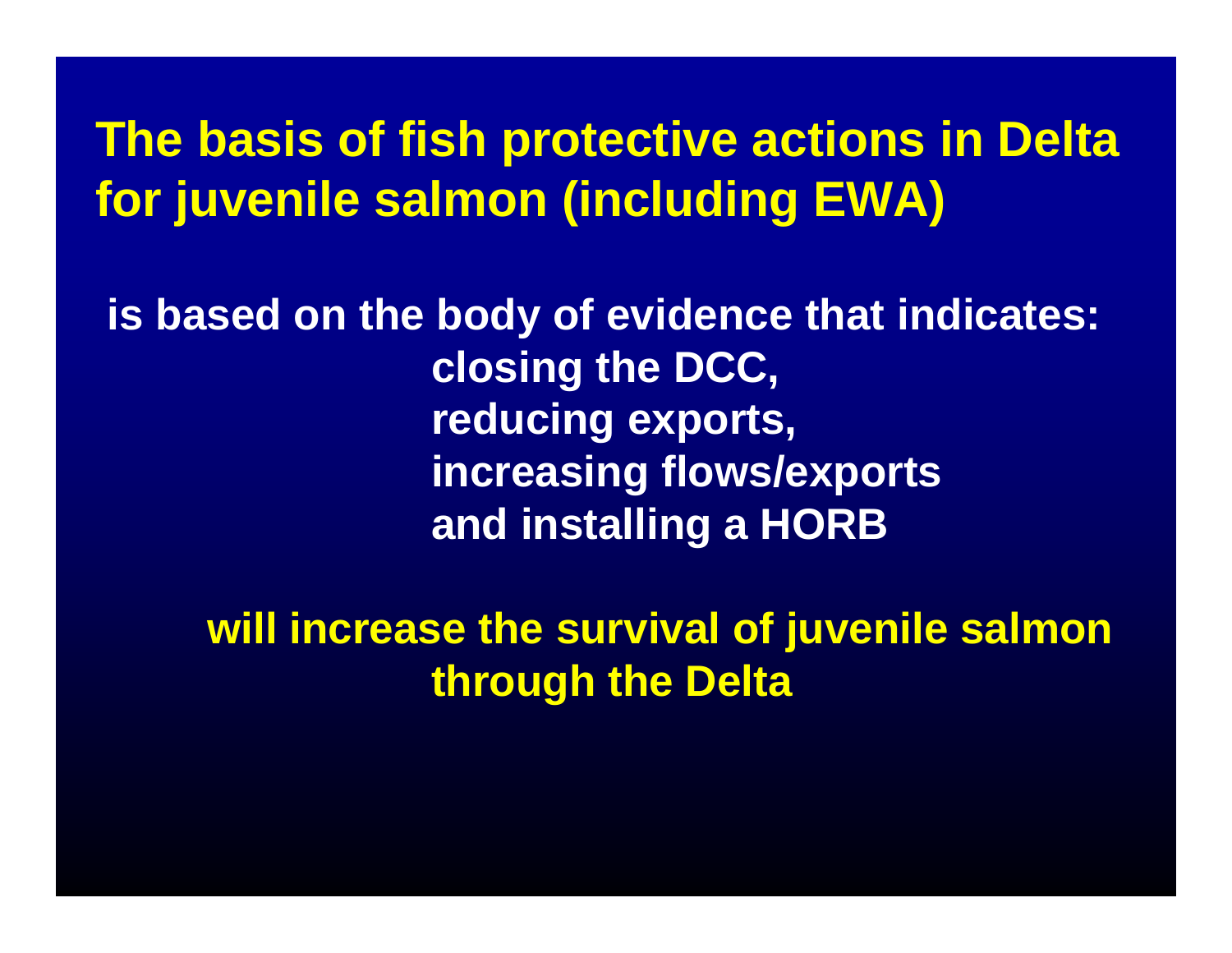# The basis of fish protective actions in Delta for juvenile salmon (including EWA)

**is based on the body of evidence that indicates:**

**closing the DCC,**
**reducing exports,**
**increasing flows/exports**
**and installing a HORB**

**will increase the survival of juvenile salmon through the Delta**